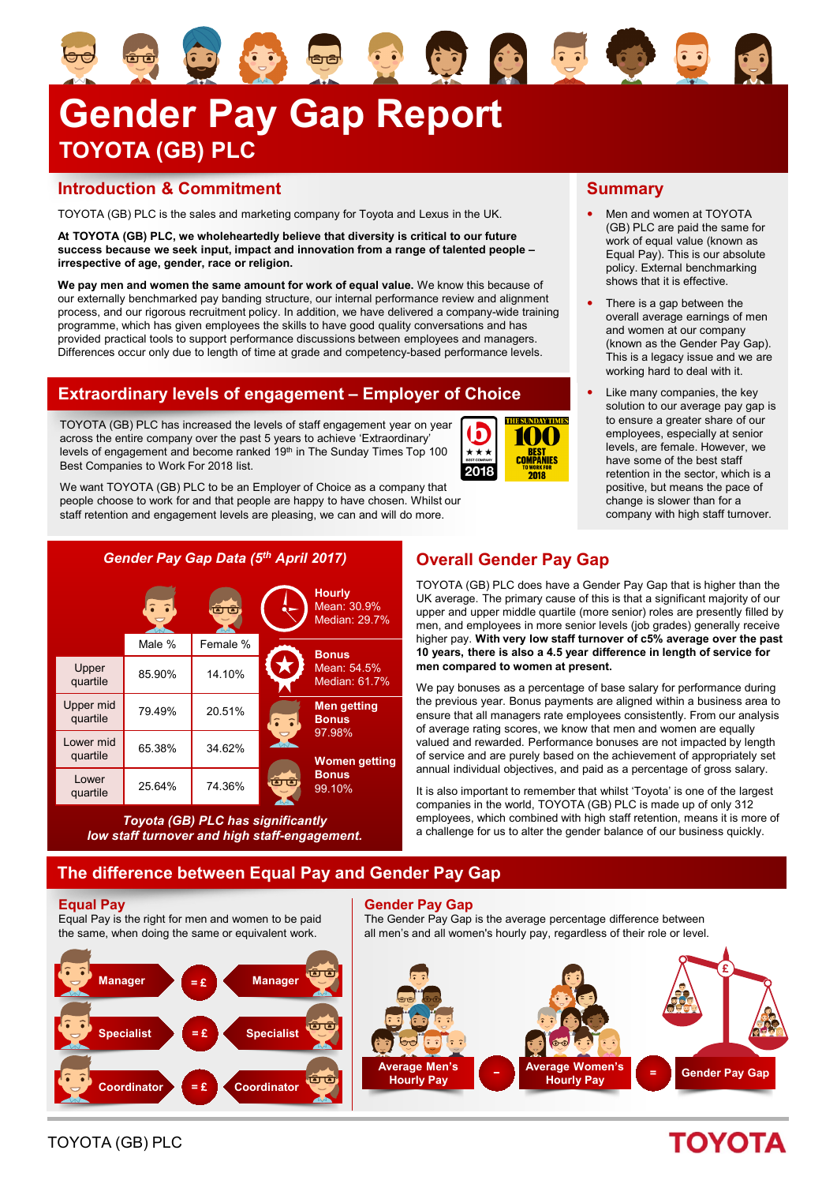# Gender Pay Gap Report

## TOYOTA (GB) PLC

## Introduction & Commitment

TOYOTA (GB) PLC is the sales and marketing company for Toyota and Lexus in the UK.

**At TOYOTA (GB) PLC, we wholeheartedly believe that diversity is critical to our future success because we seek input, impact and innovation from a range of talented people – irrespective of age, gender, race or religion.**

**We pay men and women the same amount for work of equal value.** We know this because of our externally benchmarked pay banding structure, our internal performance review and alignment process, and our rigorous recruitment policy. In addition, we have delivered a company-wide training programme, which has given employees the skills to have good quality conversations and has provided practical tools to support performance discussions between employees and managers. Differences occur only due to length of time at grade and competency-based performance levels.

## Extraordinary levels of engagement – Employer of Choice

TOYOTA (GB) PLC has increased the levels of staff engagement year on year across the entire company over the past 5 years to achieve 'Extraordinary' levels of engagement and become ranked 19th in The Sunday Times Top 100 Best Companies to Work For 2018 list.

We want TOYOTA (GB) PLC to be an Employer of Choice as a company that people choose to work for and that people are happy to have chosen. Whilst our staff retention and engagement levels are pleasing, we can and will do more.

## Summary

- Men and women at TOYOTA (GB) PLC are paid the same for work of equal value (known as Equal Pay). This is our absolute policy. External benchmarking shows that it is effective.
- There is a gap between the overall average earnings of men and women at our company (known as the Gender Pay Gap). This is a legacy issue and we are working hard to deal with it.
- Like many companies, the key solution to our average pay gap is to ensure a greater share of our employees, especially at senior levels, are female. However, we have some of the best staff retention in the sector, which is a positive, but means the pace of change is slower than for a company with high staff turnover.

## *Gender Pay Gap Data (5th April 2017)*

| | Male % | Female % |
|---|---|---|
| Upper quartile | 85.90% | 14.10% |
| Upper mid quartile | 79.49% | 20.51% |
| Lower mid quartile | 65.38% | 34.62% |
| Lower quartile | 25.64% | 74.36% |

**Hourly**
Mean: 30.9%
Median: 29.7%

**Bonus**
Mean: 54.5%
Median: 61.7%

**Men getting Bonus**
97.98%

**Women getting Bonus**
99.10%

***Toyota (GB) PLC has significantly low staff turnover and high staff-engagement.***

## Overall Gender Pay Gap

TOYOTA (GB) PLC does have a Gender Pay Gap that is higher than the UK average. The primary cause of this is that a significant majority of our upper and upper middle quartile (more senior) roles are presently filled by men, and employees in more senior levels (job grades) generally receive higher pay. **With very low staff turnover of c5% average over the past 10 years, there is also a 4.5 year difference in length of service for men compared to women at present.**

We pay bonuses as a percentage of base salary for performance during the previous year. Bonus payments are aligned within a business area to ensure that all managers rate employees consistently. From our analysis of average rating scores, we know that men and women are equally valued and rewarded. Performance bonuses are not impacted by length of service and are purely based on the achievement of appropriately set annual individual objectives, and paid as a percentage of gross salary.

It is also important to remember that whilst 'Toyota' is one of the largest companies in the world, TOYOTA (GB) PLC is made up of only 312 employees, which combined with high staff retention, means it is more of a challenge for us to alter the gender balance of our business quickly.

## The difference between Equal Pay and Gender Pay Gap

### Equal Pay

Equal Pay is the right for men and women to be paid the same, when doing the same or equivalent work.

Manager = £ Manager

Specialist = £ Specialist

Coordinator = £ Coordinator

### Gender Pay Gap

The Gender Pay Gap is the average percentage difference between all men's and all women's hourly pay, regardless of their role or level.

Average Men's Hourly Pay – Average Women's Hourly Pay = Gender Pay Gap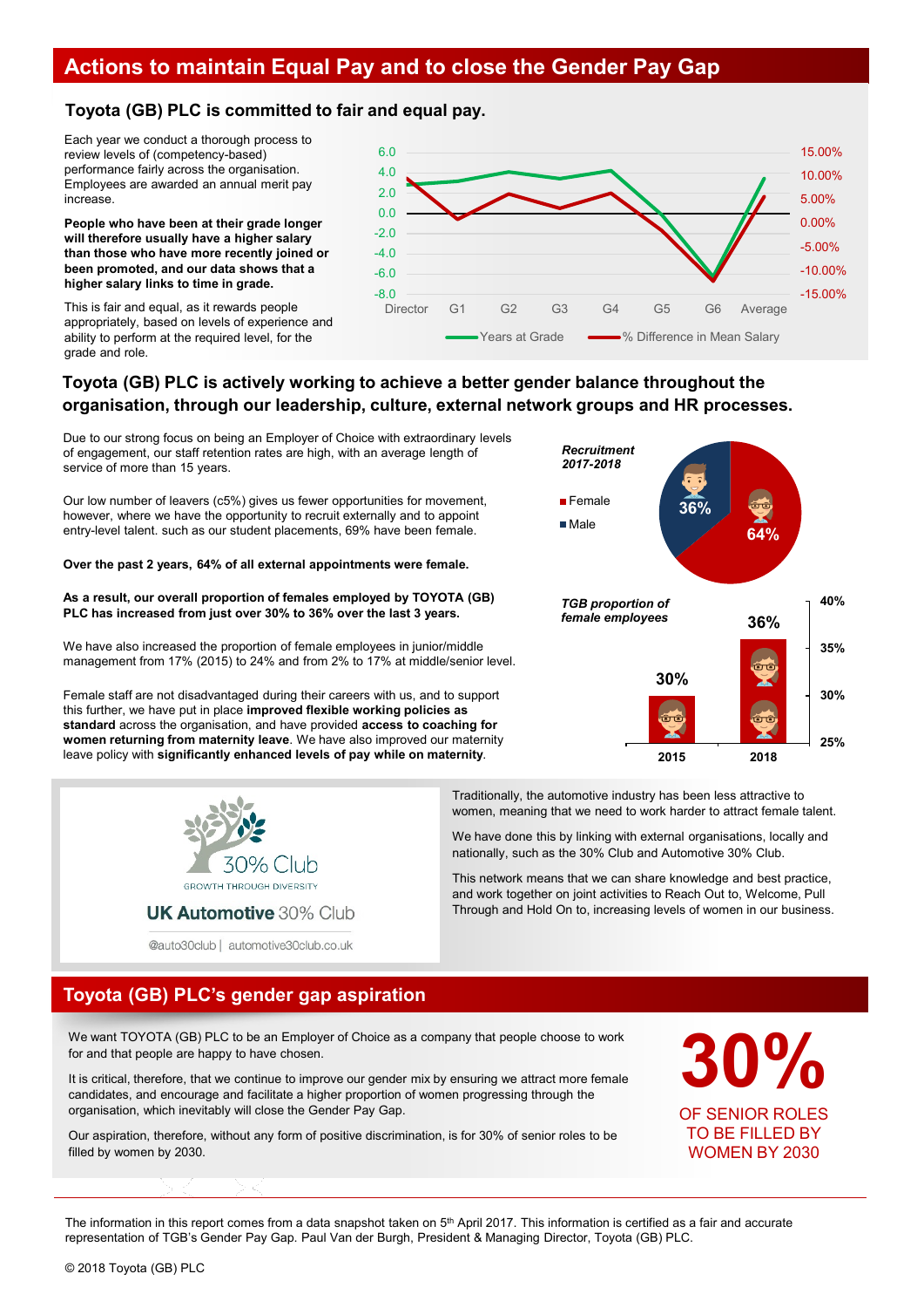# Actions to maintain Equal Pay and to close the Gender Pay Gap

## Toyota (GB) PLC is committed to fair and equal pay.

Each year we conduct a thorough process to review levels of (competency-based) performance fairly across the organisation. Employees are awarded an annual merit pay increase.

**People who have been at their grade longer will therefore usually have a higher salary than those who have more recently joined or been promoted, and our data shows that a higher salary links to time in grade.**

This is fair and equal, as it rewards people appropriately, based on levels of experience and ability to perform at the required level, for the grade and role.

6.0
4.0
2.0
0.0
-2.0
-4.0
-6.0
-8.0

15.00%
10.00%
5.00%
0.00%
-5.00%
-10.00%
-15.00%

Director G1 G2 G3 G4 G5 G6 Average

Years at Grade
% Difference in Mean Salary

## Toyota (GB) PLC is actively working to achieve a better gender balance throughout the organisation, through our leadership, culture, external network groups and HR processes.

Due to our strong focus on being an Employer of Choice with extraordinary levels of engagement, our staff retention rates are high, with an average length of service of more than 15 years.

Our low number of leavers (c5%) gives us fewer opportunities for movement, however, where we have the opportunity to recruit externally and to appoint entry-level talent. such as our student placements, 69% have been female.

**Over the past 2 years, 64% of all external appointments were female.**

**As a result, our overall proportion of females employed by TOYOTA (GB) PLC has increased from just over 30% to 36% over the last 3 years.**

We have also increased the proportion of female employees in junior/middle management from 17% (2015) to 24% and from 2% to 17% at middle/senior level.

Female staff are not disadvantaged during their careers with us, and to support this further, we have put in place **improved flexible working policies as standard** across the organisation, and have provided **access to coaching for women returning from maternity leave**. We have also improved our maternity leave policy with **significantly enhanced levels of pay while on maternity**.

***Recruitment 2017-2018***

Female
Male

36%
64%

***TGB proportion of female employees***

30%
36%

2015
2018

40%
35%
30%
25%

30% Club
GROWTH THROUGH DIVERSITY

UK Automotive 30% Club

@auto30club | automotive30club.co.uk

Traditionally, the automotive industry has been less attractive to women, meaning that we need to work harder to attract female talent.

We have done this by linking with external organisations, locally and nationally, such as the 30% Club and Automotive 30% Club.

This network means that we can share knowledge and best practice, and work together on joint activities to Reach Out to, Welcome, Pull Through and Hold On to, increasing levels of women in our business.

## Toyota (GB) PLC's gender gap aspiration

We want TOYOTA (GB) PLC to be an Employer of Choice as a company that people choose to work for and that people are happy to have chosen.

It is critical, therefore, that we continue to improve our gender mix by ensuring we attract more female candidates, and encourage and facilitate a higher proportion of women progressing through the organisation, which inevitably will close the Gender Pay Gap.

Our aspiration, therefore, without any form of positive discrimination, is for 30% of senior roles to be filled by women by 2030.

**30%**

OF SENIOR ROLES TO BE FILLED BY WOMEN BY 2030

The information in this report comes from a data snapshot taken on 5th April 2017. This information is certified as a fair and accurate representation of TGB's Gender Pay Gap. Paul Van der Burgh, President & Managing Director, Toyota (GB) PLC.

© 2018 Toyota (GB) PLC